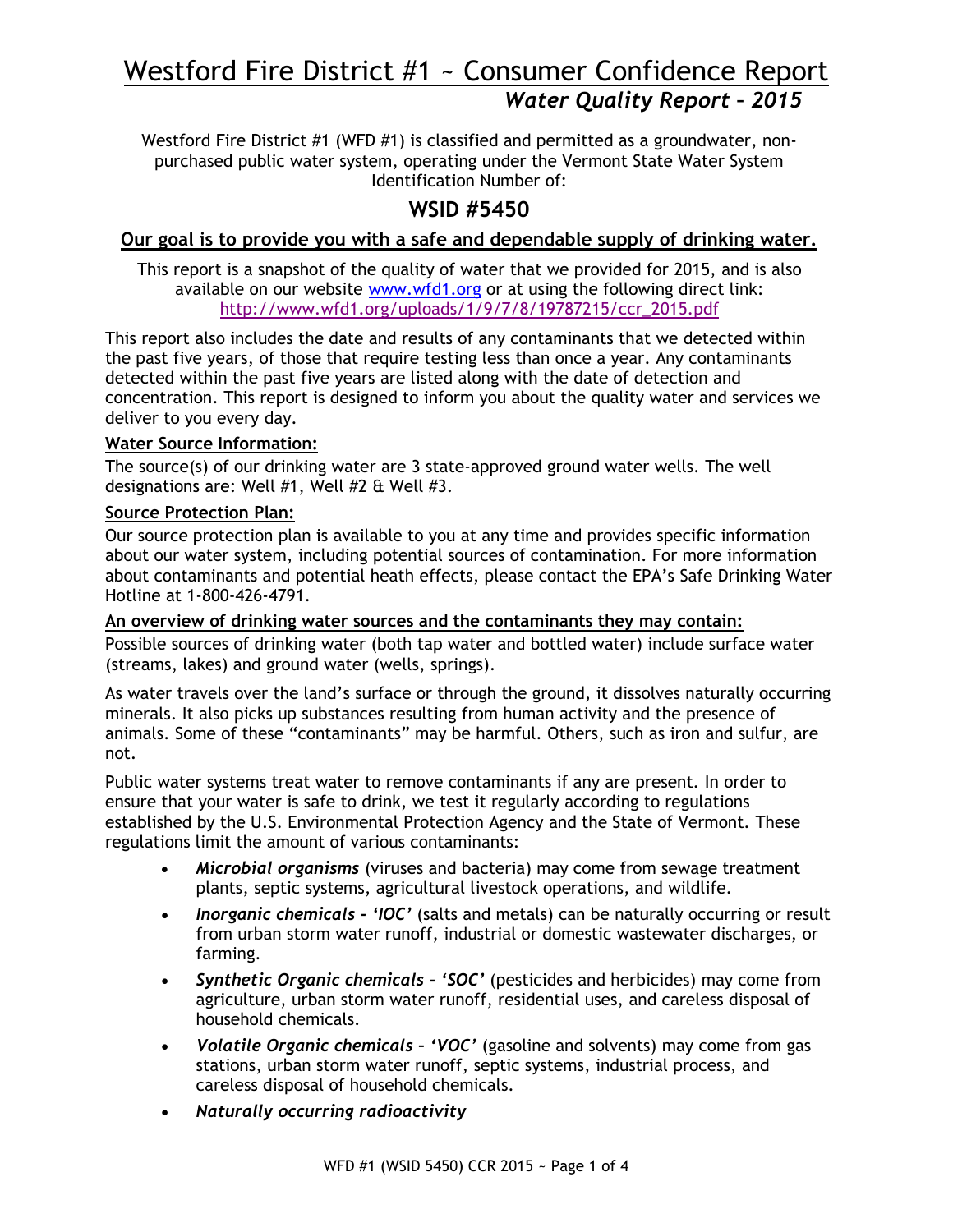# Westford Fire District #1 ~ Consumer Confidence Report

## *Water Quality Report – 2015*

Westford Fire District #1 (WFD #1) is classified and permitted as a groundwater, non-purchased public water system, operating under the Vermont State Water System Identification Number of:

## WSID #5450

**Our goal is to provide you with a safe and dependable supply of drinking water.**

This report is a snapshot of the quality of water that we provided for 2015, and is also available on our website www.wfd1.org or at using the following direct link: http://www.wfd1.org/uploads/1/9/7/8/19787215/ccr_2015.pdf

This report also includes the date and results of any contaminants that we detected within the past five years, of those that require testing less than once a year. Any contaminants detected within the past five years are listed along with the date of detection and concentration. This report is designed to inform you about the quality water and services we deliver to you every day.

**Water Source Information:**

The source(s) of our drinking water are 3 state-approved ground water wells. The well designations are: Well #1, Well #2 & Well #3.

**Source Protection Plan:**

Our source protection plan is available to you at any time and provides specific information about our water system, including potential sources of contamination. For more information about contaminants and potential heath effects, please contact the EPA's Safe Drinking Water Hotline at 1-800-426-4791.

**An overview of drinking water sources and the contaminants they may contain:**

Possible sources of drinking water (both tap water and bottled water) include surface water (streams, lakes) and ground water (wells, springs).

As water travels over the land's surface or through the ground, it dissolves naturally occurring minerals. It also picks up substances resulting from human activity and the presence of animals. Some of these "contaminants" may be harmful. Others, such as iron and sulfur, are not.

Public water systems treat water to remove contaminants if any are present. In order to ensure that your water is safe to drink, we test it regularly according to regulations established by the U.S. Environmental Protection Agency and the State of Vermont. These regulations limit the amount of various contaminants:

- ***Microbial organisms*** (viruses and bacteria) may come from sewage treatment plants, septic systems, agricultural livestock operations, and wildlife.
- ***Inorganic chemicals - 'IOC'*** (salts and metals) can be naturally occurring or result from urban storm water runoff, industrial or domestic wastewater discharges, or farming.
- ***Synthetic Organic chemicals - 'SOC'*** (pesticides and herbicides) may come from agriculture, urban storm water runoff, residential uses, and careless disposal of household chemicals.
- ***Volatile Organic chemicals – 'VOC'*** (gasoline and solvents) may come from gas stations, urban storm water runoff, septic systems, industrial process, and careless disposal of household chemicals.
- ***Naturally occurring radioactivity***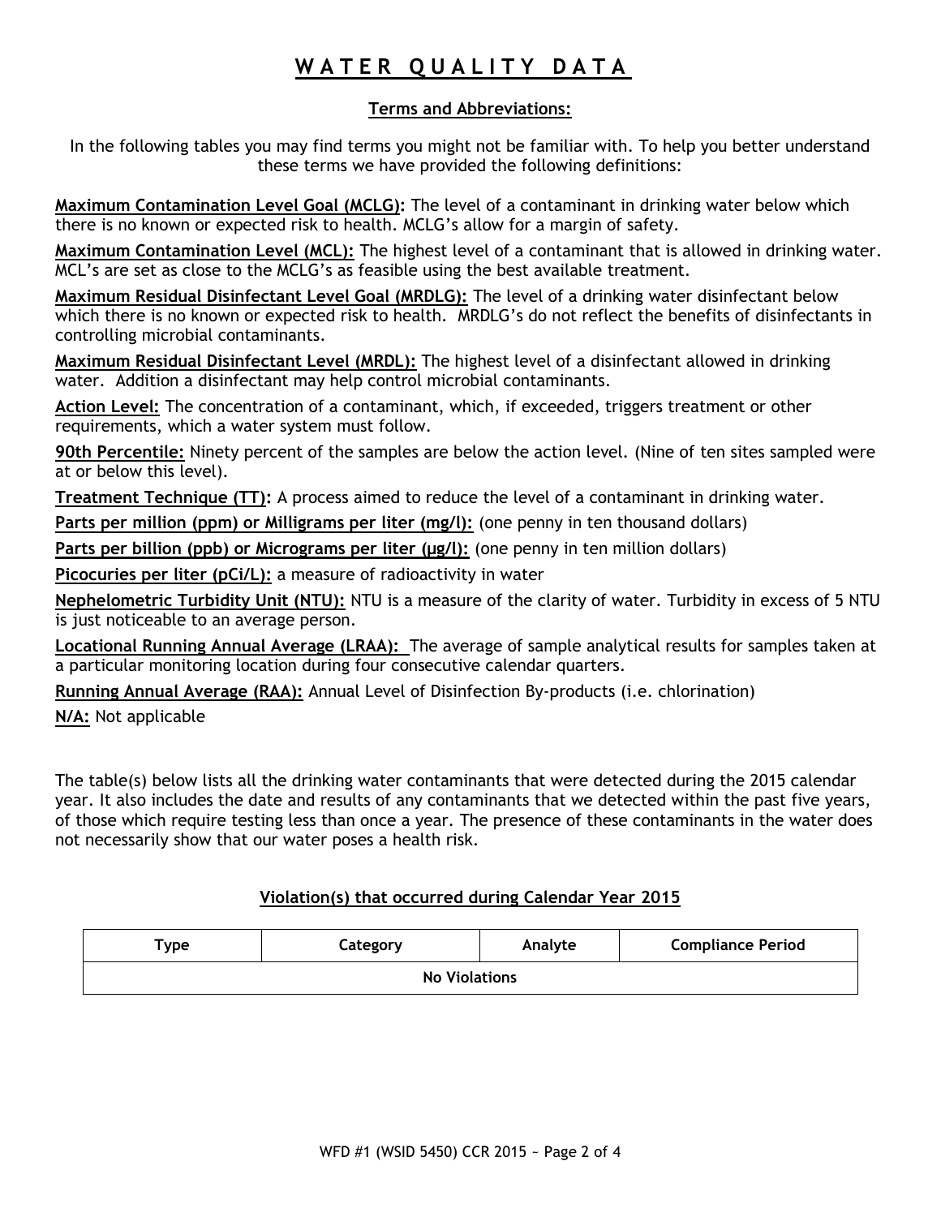# WATER QUALITY DATA

## Terms and Abbreviations:

In the following tables you may find terms you might not be familiar with. To help you better understand these terms we have provided the following definitions:

**Maximum Contamination Level Goal (MCLG):** The level of a contaminant in drinking water below which there is no known or expected risk to health. MCLG's allow for a margin of safety.

**Maximum Contamination Level (MCL):** The highest level of a contaminant that is allowed in drinking water. MCL's are set as close to the MCLG's as feasible using the best available treatment.

**Maximum Residual Disinfectant Level Goal (MRDLG):** The level of a drinking water disinfectant below which there is no known or expected risk to health. MRDLG's do not reflect the benefits of disinfectants in controlling microbial contaminants.

**Maximum Residual Disinfectant Level (MRDL):** The highest level of a disinfectant allowed in drinking water. Addition a disinfectant may help control microbial contaminants.

**Action Level:** The concentration of a contaminant, which, if exceeded, triggers treatment or other requirements, which a water system must follow.

**90th Percentile:** Ninety percent of the samples are below the action level. (Nine of ten sites sampled were at or below this level).

**Treatment Technique (TT):** A process aimed to reduce the level of a contaminant in drinking water.

**Parts per million (ppm) or Milligrams per liter (mg/l):** (one penny in ten thousand dollars)

**Parts per billion (ppb) or Micrograms per liter (µg/l):** (one penny in ten million dollars)

**Picocuries per liter (pCi/L):** a measure of radioactivity in water

**Nephelometric Turbidity Unit (NTU):** NTU is a measure of the clarity of water. Turbidity in excess of 5 NTU is just noticeable to an average person.

**Locational Running Annual Average (LRAA):** The average of sample analytical results for samples taken at a particular monitoring location during four consecutive calendar quarters.

**Running Annual Average (RAA):** Annual Level of Disinfection By-products (i.e. chlorination)

**N/A:** Not applicable

The table(s) below lists all the drinking water contaminants that were detected during the 2015 calendar year. It also includes the date and results of any contaminants that we detected within the past five years, of those which require testing less than once a year. The presence of these contaminants in the water does not necessarily show that our water poses a health risk.

### Violation(s) that occurred during Calendar Year 2015

| Type | Category | Analyte | Compliance Period |
|---|---|---|---|
| No Violations | | | |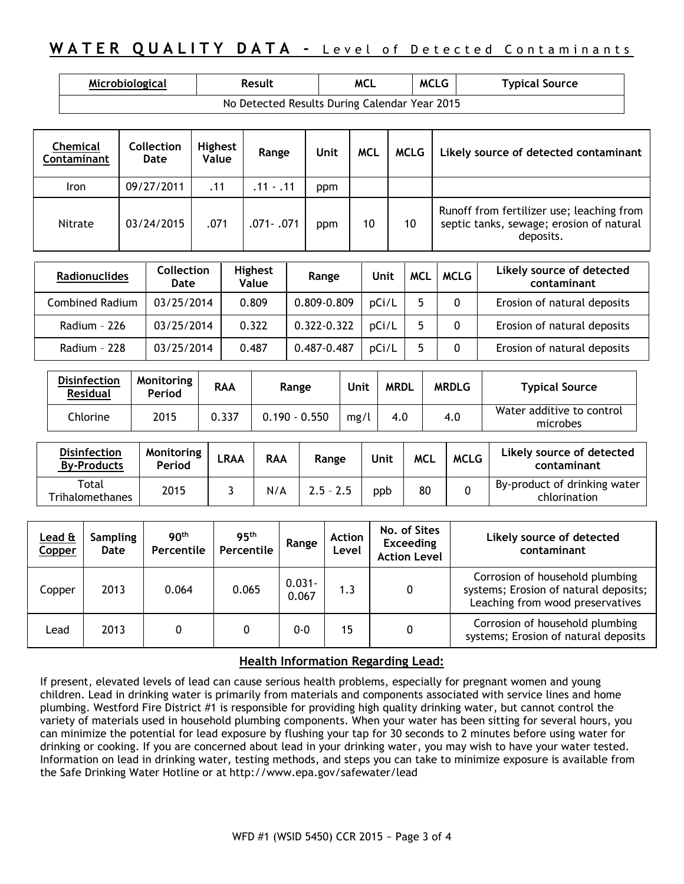## WATER QUALITY DATA - Level of Detected Contaminants

| Microbiological | Result | MCL | MCLG | Typical Source |
|---|---|---|---|---|
| No Detected Results During Calendar Year 2015 | | | | |

| Chemical Contaminant | Collection Date | Highest Value | Range | Unit | MCL | MCLG | Likely source of detected contaminant |
|---|---|---|---|---|---|---|---|
| Iron | 09/27/2011 | .11 | .11 - .11 | ppm | | | |
| Nitrate | 03/24/2015 | .071 | .071- .071 | ppm | 10 | 10 | Runoff from fertilizer use; leaching from septic tanks, sewage; erosion of natural deposits. |

| Radionuclides | Collection Date | Highest Value | Range | Unit | MCL | MCLG | Likely source of detected contaminant |
|---|---|---|---|---|---|---|---|
| Combined Radium | 03/25/2014 | 0.809 | 0.809-0.809 | pCi/L | 5 | 0 | Erosion of natural deposits |
| Radium – 226 | 03/25/2014 | 0.322 | 0.322-0.322 | pCi/L | 5 | 0 | Erosion of natural deposits |
| Radium – 228 | 03/25/2014 | 0.487 | 0.487-0.487 | pCi/L | 5 | 0 | Erosion of natural deposits |

| Disinfection Residual | Monitoring Period | RAA | Range | Unit | MRDL | MRDLG | Typical Source |
|---|---|---|---|---|---|---|---|
| Chlorine | 2015 | 0.337 | 0.190 - 0.550 | mg/l | 4.0 | 4.0 | Water additive to control microbes |

| Disinfection By-Products | Monitoring Period | LRAA | RAA | Range | Unit | MCL | MCLG | Likely source of detected contaminant |
|---|---|---|---|---|---|---|---|---|
| Total Trihalomethanes | 2015 | 3 | N/A | 2.5 – 2.5 | ppb | 80 | 0 | By-product of drinking water chlorination |

| Lead & Copper | Sampling Date | 90th Percentile | 95th Percentile | Range | Action Level | No. of Sites Exceeding Action Level | Likely source of detected contaminant |
|---|---|---|---|---|---|---|---|
| Copper | 2013 | 0.064 | 0.065 | 0.031-0.067 | 1.3 | 0 | Corrosion of household plumbing systems; Erosion of natural deposits; Leaching from wood preservatives |
| Lead | 2013 | 0 | 0 | 0-0 | 15 | 0 | Corrosion of household plumbing systems; Erosion of natural deposits |

### Health Information Regarding Lead:

If present, elevated levels of lead can cause serious health problems, especially for pregnant women and young children. Lead in drinking water is primarily from materials and components associated with service lines and home plumbing. Westford Fire District #1 is responsible for providing high quality drinking water, but cannot control the variety of materials used in household plumbing components. When your water has been sitting for several hours, you can minimize the potential for lead exposure by flushing your tap for 30 seconds to 2 minutes before using water for drinking or cooking. If you are concerned about lead in your drinking water, you may wish to have your water tested. Information on lead in drinking water, testing methods, and steps you can take to minimize exposure is available from the Safe Drinking Water Hotline or at http://www.epa.gov/safewater/lead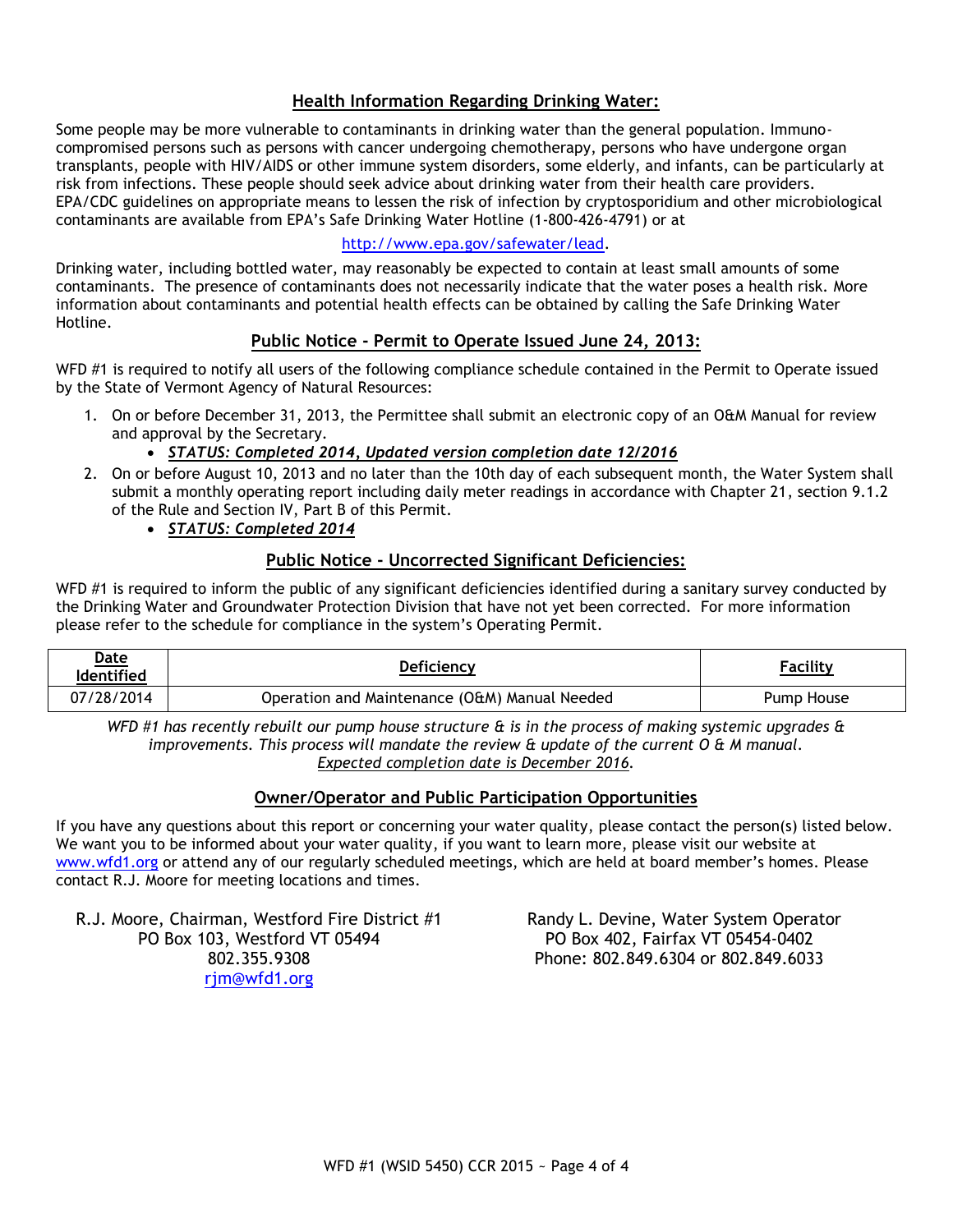## Health Information Regarding Drinking Water:

Some people may be more vulnerable to contaminants in drinking water than the general population. Immuno-compromised persons such as persons with cancer undergoing chemotherapy, persons who have undergone organ transplants, people with HIV/AIDS or other immune system disorders, some elderly, and infants, can be particularly at risk from infections. These people should seek advice about drinking water from their health care providers. EPA/CDC guidelines on appropriate means to lessen the risk of infection by cryptosporidium and other microbiological contaminants are available from EPA's Safe Drinking Water Hotline (1-800-426-4791) or at

http://www.epa.gov/safewater/lead.

Drinking water, including bottled water, may reasonably be expected to contain at least small amounts of some contaminants. The presence of contaminants does not necessarily indicate that the water poses a health risk. More information about contaminants and potential health effects can be obtained by calling the Safe Drinking Water Hotline.

## Public Notice - Permit to Operate Issued June 24, 2013:

WFD #1 is required to notify all users of the following compliance schedule contained in the Permit to Operate issued by the State of Vermont Agency of Natural Resources:

1. On or before December 31, 2013, the Permittee shall submit an electronic copy of an O&M Manual for review and approval by the Secretary.
   - ***STATUS: Completed 2014, Updated version completion date 12/2016***
2. On or before August 10, 2013 and no later than the 10th day of each subsequent month, the Water System shall submit a monthly operating report including daily meter readings in accordance with Chapter 21, section 9.1.2 of the Rule and Section IV, Part B of this Permit.
   - ***STATUS: Completed 2014***

## Public Notice - Uncorrected Significant Deficiencies:

WFD #1 is required to inform the public of any significant deficiencies identified during a sanitary survey conducted by the Drinking Water and Groundwater Protection Division that have not yet been corrected. For more information please refer to the schedule for compliance in the system's Operating Permit.

| Date Identified | Deficiency | Facility |
|---|---|---|
| 07/28/2014 | Operation and Maintenance (O&M) Manual Needed | Pump House |

*WFD #1 has recently rebuilt our pump house structure & is in the process of making systemic upgrades & improvements. This process will mandate the review & update of the current O & M manual. Expected completion date is December 2016.*

## Owner/Operator and Public Participation Opportunities

If you have any questions about this report or concerning your water quality, please contact the person(s) listed below. We want you to be informed about your water quality, if you want to learn more, please visit our website at www.wfd1.org or attend any of our regularly scheduled meetings, which are held at board member's homes. Please contact R.J. Moore for meeting locations and times.

R.J. Moore, Chairman, Westford Fire District #1
PO Box 103, Westford VT 05494
802.355.9308
rjm@wfd1.org

Randy L. Devine, Water System Operator
PO Box 402, Fairfax VT 05454-0402
Phone: 802.849.6304 or 802.849.6033